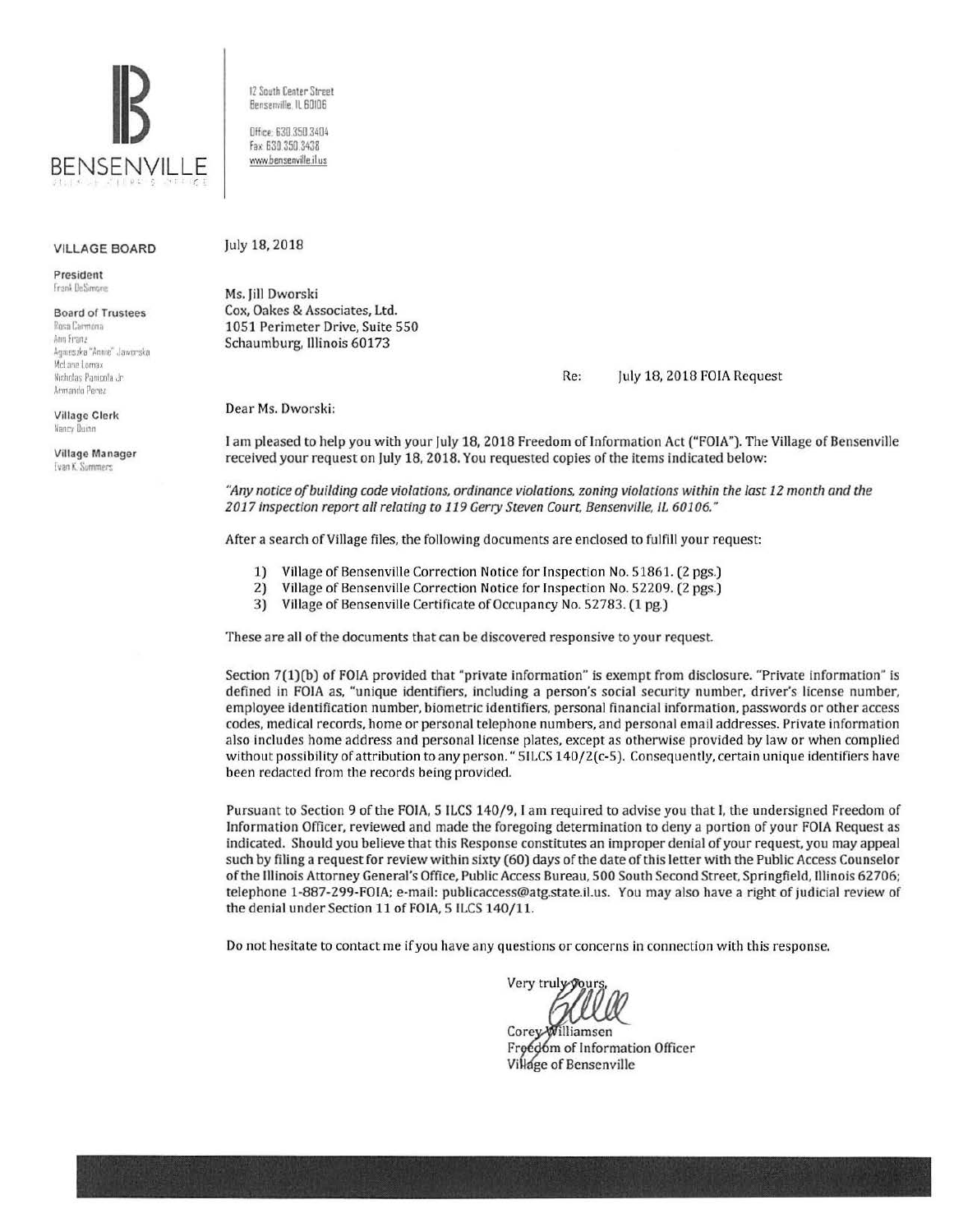BENSENVILLE

VILLAGE CLERK'S OFFICE

12 South Center Street
Bensenville, IL 60106

Office: 630.350.3404
Fax: 630.350.3438
www.bensenville.il.us

**VILLAGE BOARD**

**President**
Frank DeSimone

**Board of Trustees**
Rosa Carmona
Ann Franz
Agnieszka "Annie" Jaworska
McLane Lomax
Nicholas Panicola Jr.
Armando Perez

**Village Clerk**
Nancy Quinn

**Village Manager**
Evan K. Summers

July 18, 2018

Ms. Jill Dworski
Cox, Oakes & Associates, Ltd.
1051 Perimeter Drive, Suite 550
Schaumburg, Illinois 60173

Re: July 18, 2018 FOIA Request

Dear Ms. Dworski:

I am pleased to help you with your July 18, 2018 Freedom of Information Act ("FOIA"). The Village of Bensenville received your request on July 18, 2018. You requested copies of the items indicated below:

*"Any notice of building code violations, ordinance violations, zoning violations within the last 12 month and the 2017 inspection report all relating to 119 Gerry Steven Court, Bensenville, IL 60106."*

After a search of Village files, the following documents are enclosed to fulfill your request:

1) Village of Bensenville Correction Notice for Inspection No. 51861. (2 pgs.)
2) Village of Bensenville Correction Notice for Inspection No. 52209. (2 pgs.)
3) Village of Bensenville Certificate of Occupancy No. 52783. (1 pg.)

These are all of the documents that can be discovered responsive to your request.

Section 7(1)(b) of FOIA provided that "private information" is exempt from disclosure. "Private information" is defined in FOIA as, "unique identifiers, including a person's social security number, driver's license number, employee identification number, biometric identifiers, personal financial information, passwords or other access codes, medical records, home or personal telephone numbers, and personal email addresses. Private information also includes home address and personal license plates, except as otherwise provided by law or when complied without possibility of attribution to any person." 5ILCS 140/2(c-5). Consequently, certain unique identifiers have been redacted from the records being provided.

Pursuant to Section 9 of the FOIA, 5 ILCS 140/9, I am required to advise you that I, the undersigned Freedom of Information Officer, reviewed and made the foregoing determination to deny a portion of your FOIA Request as indicated. Should you believe that this Response constitutes an improper denial of your request, you may appeal such by filing a request for review within sixty (60) days of the date of this letter with the Public Access Counselor of the Illinois Attorney General's Office, Public Access Bureau, 500 South Second Street, Springfield, Illinois 62706; telephone 1-887-299-FOIA; e-mail: publicaccess@atg.state.il.us. You may also have a right of judicial review of the denial under Section 11 of FOIA, 5 ILCS 140/11.

Do not hesitate to contact me if you have any questions or concerns in connection with this response.

Very truly yours,

Corey Williamsen
Freedom of Information Officer
Village of Bensenville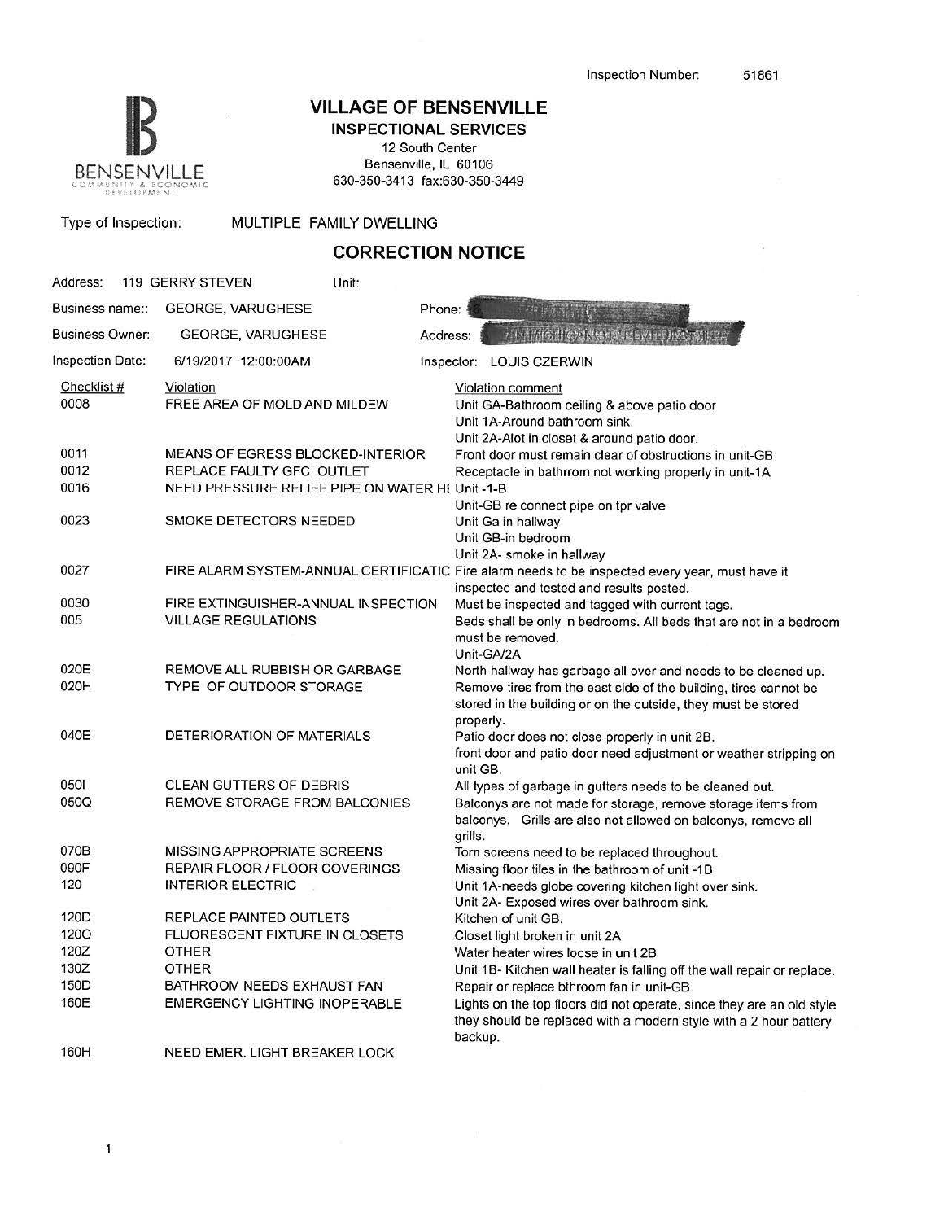Inspection Number: 51861

# VILLAGE OF BENSENVILLE

## INSPECTIONAL SERVICES

12 South Center
Bensenville, IL 60106
630-350-3413 fax:630-350-3449

Type of Inspection: MULTIPLE FAMILY DWELLING

## CORRECTION NOTICE

Address: 119 GERRY STEVEN Unit:

Business name:: GEORGE, VARUGHESE Phone:

Business Owner: GEORGE, VARUGHESE Address:

Inspection Date: 6/19/2017 12:00:00AM Inspector: LOUIS CZERWIN

| Checklist # | Violation | Violation comment |
|---|---|---|
| 0008 | FREE AREA OF MOLD AND MILDEW | Unit GA-Bathroom ceiling & above patio door<br>Unit 1A-Around bathroom sink.<br>Unit 2A-Alot in closet & around patio door. |
| 0011 | MEANS OF EGRESS BLOCKED-INTERIOR | Front door must remain clear of obstructions in unit-GB |
| 0012 | REPLACE FAULTY GFCI OUTLET | Receptacle in bathrrom not working properly in unit-1A |
| 0016 | NEED PRESSURE RELIEF PIPE ON WATER HI | Unit -1-B<br>Unit-GB re connect pipe on tpr valve |
| 0023 | SMOKE DETECTORS NEEDED | Unit Ga in hallway<br>Unit GB-in bedroom<br>Unit 2A- smoke in hallway |
| 0027 | FIRE ALARM SYSTEM-ANNUAL CERTIFICATIC | Fire alarm needs to be inspected every year, must have it inspected and tested and results posted. |
| 0030 | FIRE EXTINGUISHER-ANNUAL INSPECTION | Must be inspected and tagged with current tags. |
| 005 | VILLAGE REGULATIONS | Beds shall be only in bedrooms. All beds that are not in a bedroom must be removed.<br>Unit-GA/2A |
| 020E | REMOVE ALL RUBBISH OR GARBAGE | North hallway has garbage all over and needs to be cleaned up. |
| 020H | TYPE OF OUTDOOR STORAGE | Remove tires from the east side of the building, tires cannot be stored in the building or on the outside, they must be stored properly. |
| 040E | DETERIORATION OF MATERIALS | Patio door does not close properly in unit 2B.<br>front door and patio door need adjustment or weather stripping on unit GB. |
| 050I | CLEAN GUTTERS OF DEBRIS | All types of garbage in gutters needs to be cleaned out. |
| 050Q | REMOVE STORAGE FROM BALCONIES | Balconys are not made for storage, remove storage items from balconys. Grills are also not allowed on balconys, remove all grills. |
| 070B | MISSING APPROPRIATE SCREENS | Torn screens need to be replaced throughout. |
| 090F | REPAIR FLOOR / FLOOR COVERINGS | Missing floor tiles in the bathroom of unit -1B |
| 120 | INTERIOR ELECTRIC | Unit 1A-needs globe covering kitchen light over sink.<br>Unit 2A- Exposed wires over bathroom sink. |
| 120D | REPLACE PAINTED OUTLETS | Kitchen of unit GB. |
| 120O | FLUORESCENT FIXTURE IN CLOSETS | Closet light broken in unit 2A |
| 120Z | OTHER | Water heater wires loose in unit 2B |
| 130Z | OTHER | Unit 1B- Kitchen wall heater is falling off the wall repair or replace. |
| 150D | BATHROOM NEEDS EXHAUST FAN | Repair or replace bthroom fan in unit-GB |
| 160E | EMERGENCY LIGHTING INOPERABLE | Lights on the top floors did not operate, since they are an old style they should be replaced with a modern style with a 2 hour battery backup. |
| 160H | NEED EMER. LIGHT BREAKER LOCK | |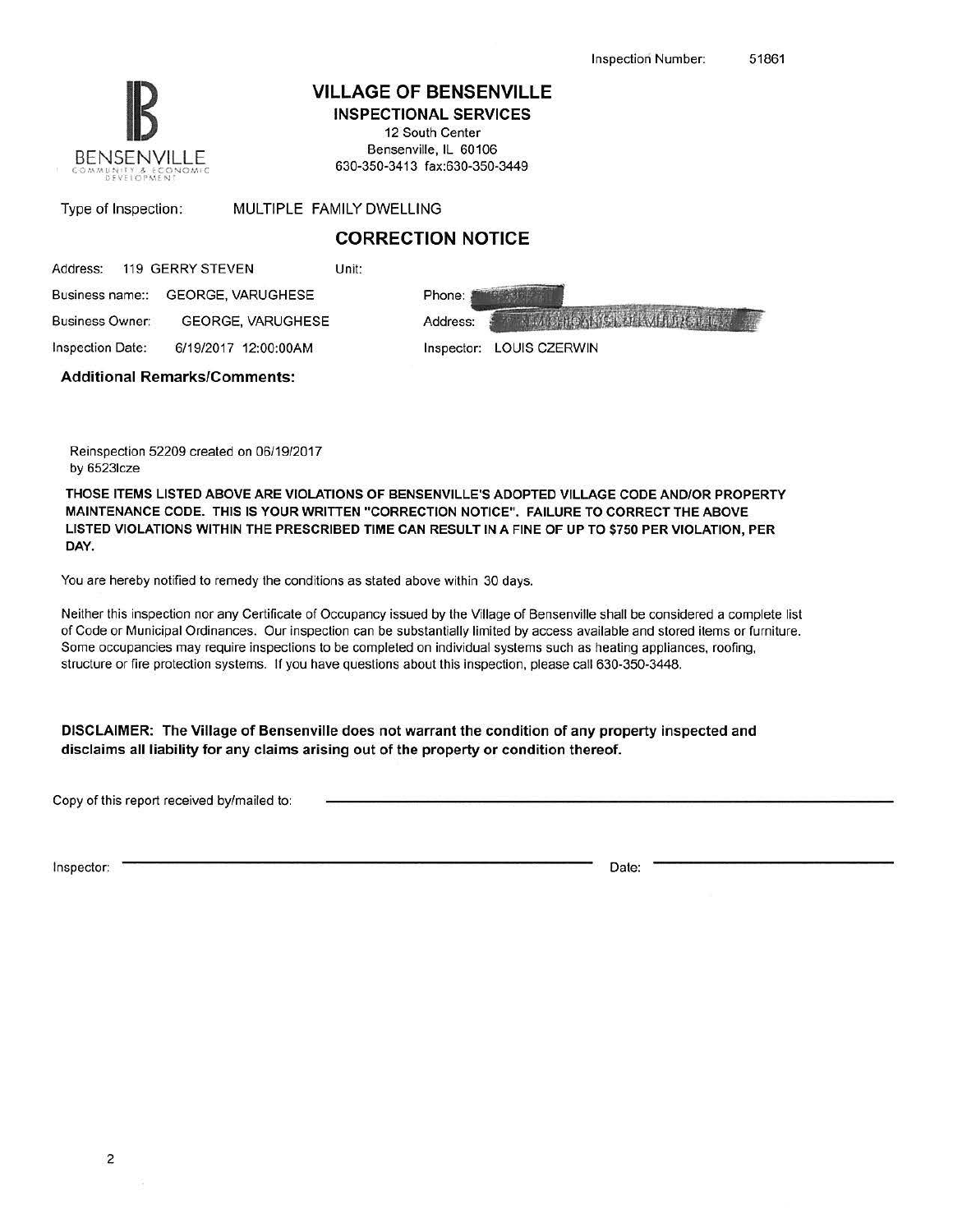Inspection Number: 51861

BENSENVILLE
COMMUNITY & ECONOMIC DEVELOPMENT

# VILLAGE OF BENSENVILLE

## INSPECTIONAL SERVICES

12 South Center
Bensenville, IL 60106
630-350-3413 fax:630-350-3449

Type of Inspection: MULTIPLE FAMILY DWELLING

## CORRECTION NOTICE

| | | | |
|---|---|---|---|
| Address: | 119 GERRY STEVEN | Unit: | |
| Business name:: | GEORGE, VARUGHESE | Phone: | |
| Business Owner: | GEORGE, VARUGHESE | Address: | |
| Inspection Date: | 6/19/2017 12:00:00AM | Inspector: | LOUIS CZERWIN |

**Additional Remarks/Comments:**

Reinspection 52209 created on 06/19/2017
by 6523lcze

**THOSE ITEMS LISTED ABOVE ARE VIOLATIONS OF BENSENVILLE'S ADOPTED VILLAGE CODE AND/OR PROPERTY MAINTENANCE CODE. THIS IS YOUR WRITTEN "CORRECTION NOTICE". FAILURE TO CORRECT THE ABOVE LISTED VIOLATIONS WITHIN THE PRESCRIBED TIME CAN RESULT IN A FINE OF UP TO $750 PER VIOLATION, PER DAY.**

You are hereby notified to remedy the conditions as stated above within 30 days.

Neither this inspection nor any Certificate of Occupancy issued by the Village of Bensenville shall be considered a complete list of Code or Municipal Ordinances. Our inspection can be substantially limited by access available and stored items or furniture. Some occupancies may require inspections to be completed on individual systems such as heating appliances, roofing, structure or fire protection systems. If you have questions about this inspection, please call 630-350-3448.

**DISCLAIMER: The Village of Bensenville does not warrant the condition of any property inspected and disclaims all liability for any claims arising out of the property or condition thereof.**

Copy of this report received by/mailed to: ______________________________

Inspector: ______________________________ Date: ______________________________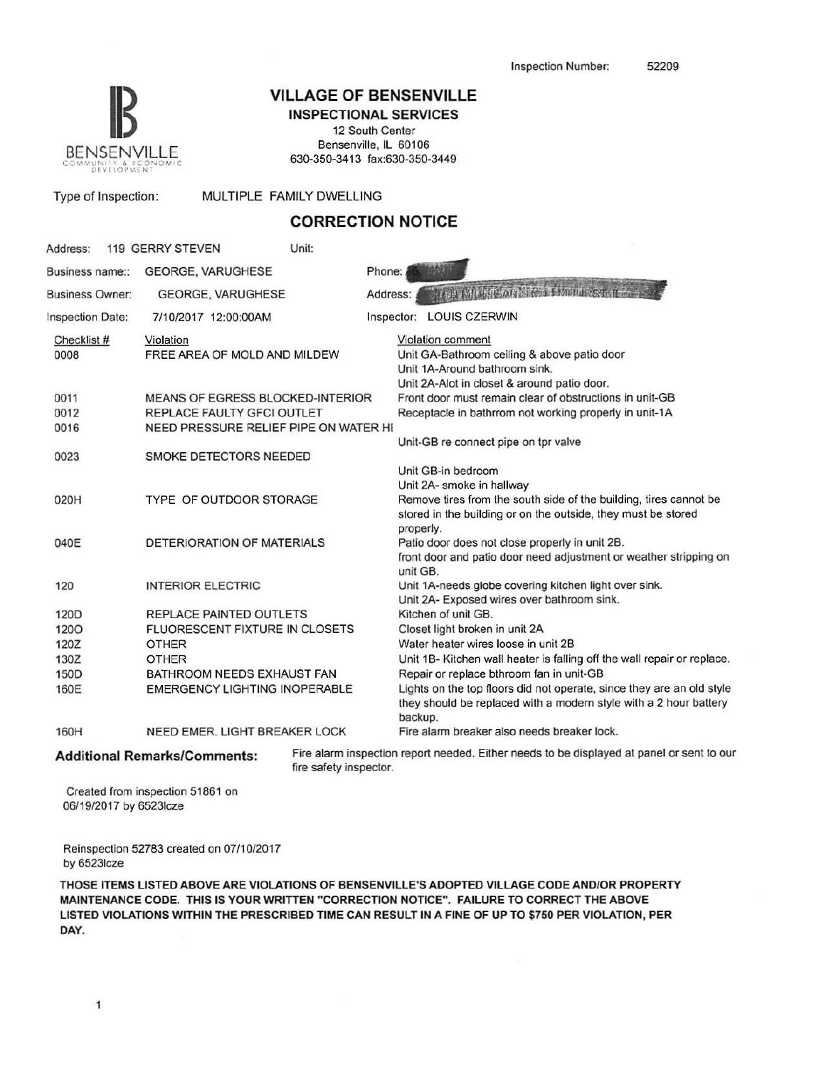Inspection Number: 52209

# VILLAGE OF BENSENVILLE

## INSPECTIONAL SERVICES

12 South Center
Bensenville, IL 60106
630-350-3413 fax:630-350-3449

BENSENVILLE COMMUNITY & ECONOMIC DEVELOPMENT

Type of Inspection: MULTIPLE FAMILY DWELLING

## CORRECTION NOTICE

Address: 119 GERRY STEVEN Unit:

Business name:: GEORGE, VARUGHESE Phone: [redacted]

Business Owner: GEORGE, VARUGHESE Address: [redacted]

Inspection Date: 7/10/2017 12:00:00AM Inspector: LOUIS CZERWIN

| Checklist # | Violation | Violation comment |
|---|---|---|
| 0008 | FREE AREA OF MOLD AND MILDEW | Unit GA-Bathroom ceiling & above patio door<br>Unit 1A-Around bathroom sink.<br>Unit 2A-Alot in closet & around patio door. |
| 0011 | MEANS OF EGRESS BLOCKED-INTERIOR | Front door must remain clear of obstructions in unit-GB |
| 0012 | REPLACE FAULTY GFCI OUTLET | Receptacle in bathrrom not working properly in unit-1A |
| 0016 | NEED PRESSURE RELIEF PIPE ON WATER HI | Unit-GB re connect pipe on tpr valve |
| 0023 | SMOKE DETECTORS NEEDED | Unit GB-in bedroom<br>Unit 2A- smoke in hallway |
| 020H | TYPE OF OUTDOOR STORAGE | Remove tires from the south side of the building, tires cannot be stored in the building or on the outside, they must be stored properly. |
| 040E | DETERIORATION OF MATERIALS | Patio door does not close properly in unit 2B.<br>front door and patio door need adjustment or weather stripping on unit GB. |
| 120 | INTERIOR ELECTRIC | Unit 1A-needs globe covering kitchen light over sink.<br>Unit 2A- Exposed wires over bathroom sink. |
| 120D | REPLACE PAINTED OUTLETS | Kitchen of unit GB. |
| 120O | FLUORESCENT FIXTURE IN CLOSETS | Closet light broken in unit 2A |
| 120Z | OTHER | Water heater wires loose in unit 2B |
| 130Z | OTHER | Unit 1B- Kitchen wall heater is falling off the wall repair or replace. |
| 150D | BATHROOM NEEDS EXHAUST FAN | Repair or replace bthroom fan in unit-GB |
| 160E | EMERGENCY LIGHTING INOPERABLE | Lights on the top floors did not operate, since they are an old style they should be replaced with a modern style with a 2 hour battery backup. |
| 160H | NEED EMER. LIGHT BREAKER LOCK | Fire alarm breaker also needs breaker lock. |

**Additional Remarks/Comments:** Fire alarm inspection report needed. Either needs to be displayed at panel or sent to our fire safety inspector.

Created from inspection 51861 on 06/19/2017 by 6523lcze

Reinspection 52783 created on 07/10/2017 by 6523lcze

**THOSE ITEMS LISTED ABOVE ARE VIOLATIONS OF BENSENVILLE'S ADOPTED VILLAGE CODE AND/OR PROPERTY MAINTENANCE CODE. THIS IS YOUR WRITTEN "CORRECTION NOTICE". FAILURE TO CORRECT THE ABOVE LISTED VIOLATIONS WITHIN THE PRESCRIBED TIME CAN RESULT IN A FINE OF UP TO $750 PER VIOLATION, PER DAY.**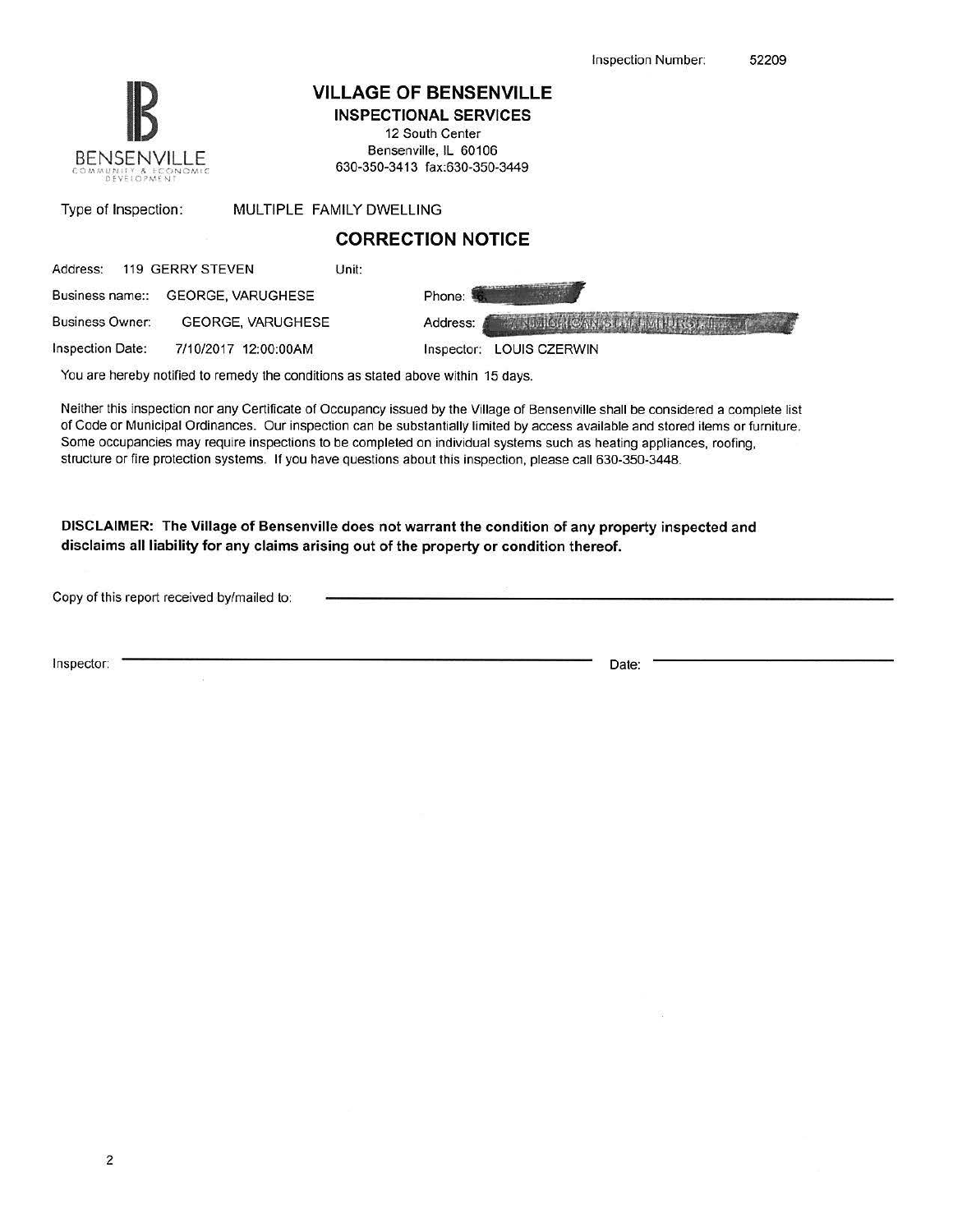Inspection Number: 52209

BENSENVILLE
COMMUNITY & ECONOMIC DEVELOPMENT

# VILLAGE OF BENSENVILLE

## INSPECTIONAL SERVICES

12 South Center
Bensenville, IL 60106
630-350-3413 fax:630-350-3449

Type of Inspection: MULTIPLE FAMILY DWELLING

## CORRECTION NOTICE

| | | | |
|---|---|---|---|
| Address: | 119 GERRY STEVEN | Unit: | |
| Business name:: | GEORGE, VARUGHESE | Phone: | |
| Business Owner: | GEORGE, VARUGHESE | Address: | |
| Inspection Date: | 7/10/2017 12:00:00AM | Inspector: | LOUIS CZERWIN |

You are hereby notified to remedy the conditions as stated above within 15 days.

Neither this inspection nor any Certificate of Occupancy issued by the Village of Bensenville shall be considered a complete list of Code or Municipal Ordinances. Our inspection can be substantially limited by access available and stored items or furniture. Some occupancies may require inspections to be completed on individual systems such as heating appliances, roofing, structure or fire protection systems. If you have questions about this inspection, please call 630-350-3448.

**DISCLAIMER: The Village of Bensenville does not warrant the condition of any property inspected and disclaims all liability for any claims arising out of the property or condition thereof.**

Copy of this report received by/mailed to: ______________________________

Inspector: ______________________________ Date: ______________________________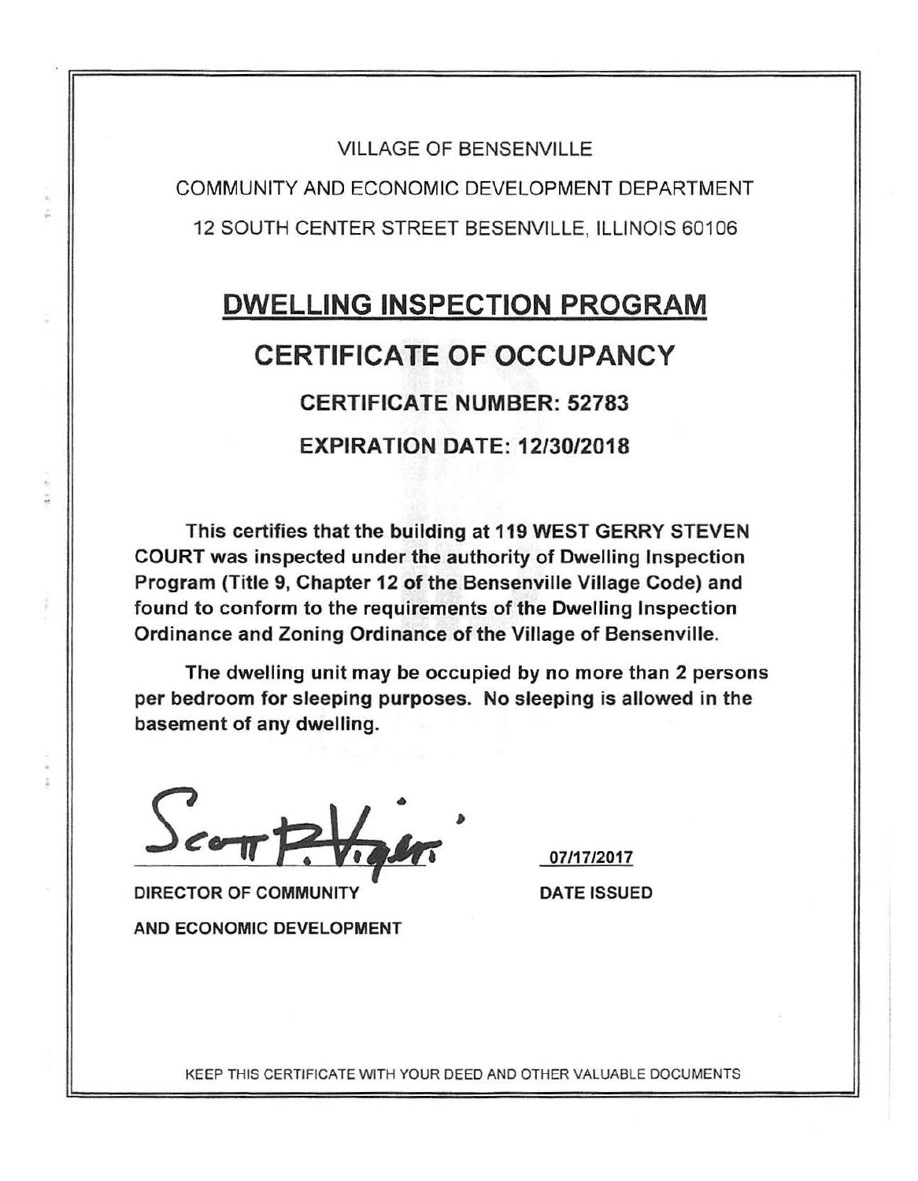VILLAGE OF BENSENVILLE

COMMUNITY AND ECONOMIC DEVELOPMENT DEPARTMENT

12 SOUTH CENTER STREET BESENVILLE, ILLINOIS 60106

# DWELLING INSPECTION PROGRAM

# CERTIFICATE OF OCCUPANCY

## CERTIFICATE NUMBER: 52783

## EXPIRATION DATE: 12/30/2018

**This certifies that the building at 119 WEST GERRY STEVEN COURT was inspected under the authority of Dwelling Inspection Program (Title 9, Chapter 12 of the Bensenville Village Code) and found to conform to the requirements of the Dwelling Inspection Ordinance and Zoning Ordinance of the Village of Bensenville.**

**The dwelling unit may be occupied by no more than 2 persons per bedroom for sleeping purposes. No sleeping is allowed in the basement of any dwelling.**

Scott R. Viger

**DIRECTOR OF COMMUNITY AND ECONOMIC DEVELOPMENT**

**07/17/2017**

**DATE ISSUED**

KEEP THIS CERTIFICATE WITH YOUR DEED AND OTHER VALUABLE DOCUMENTS